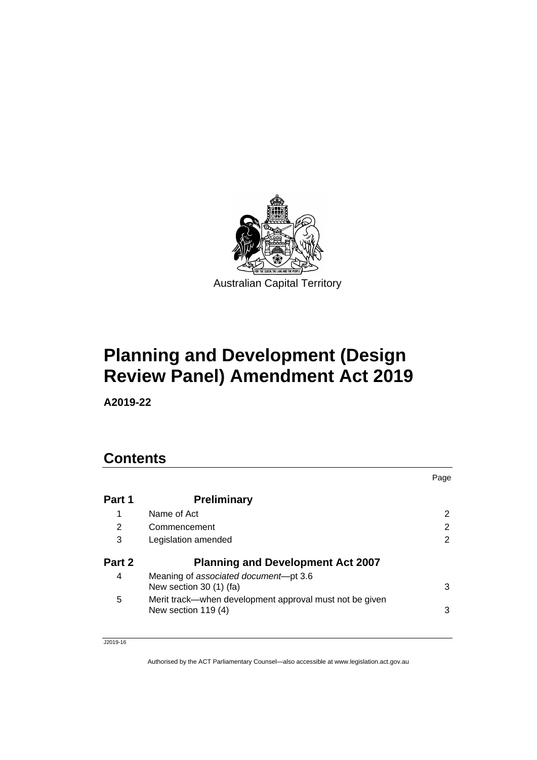Australian Capital Territory

# Planning and Development (Design Review Panel) Amendment Act 2019

**A2019-22**

## Contents

| | | Page |
|---|---|---|
| **Part 1** | **Preliminary** | |
| 1 | Name of Act | 2 |
| 2 | Commencement | 2 |
| 3 | Legislation amended | 2 |
| **Part 2** | **Planning and Development Act 2007** | |
| 4 | Meaning of *associated document*—pt 3.6<br>New section 30 (1) (fa) | 3 |
| 5 | Merit track—when development approval must not be given<br>New section 119 (4) | 3 |

J2019-16

Authorised by the ACT Parliamentary Counsel—also accessible at www.legislation.act.gov.au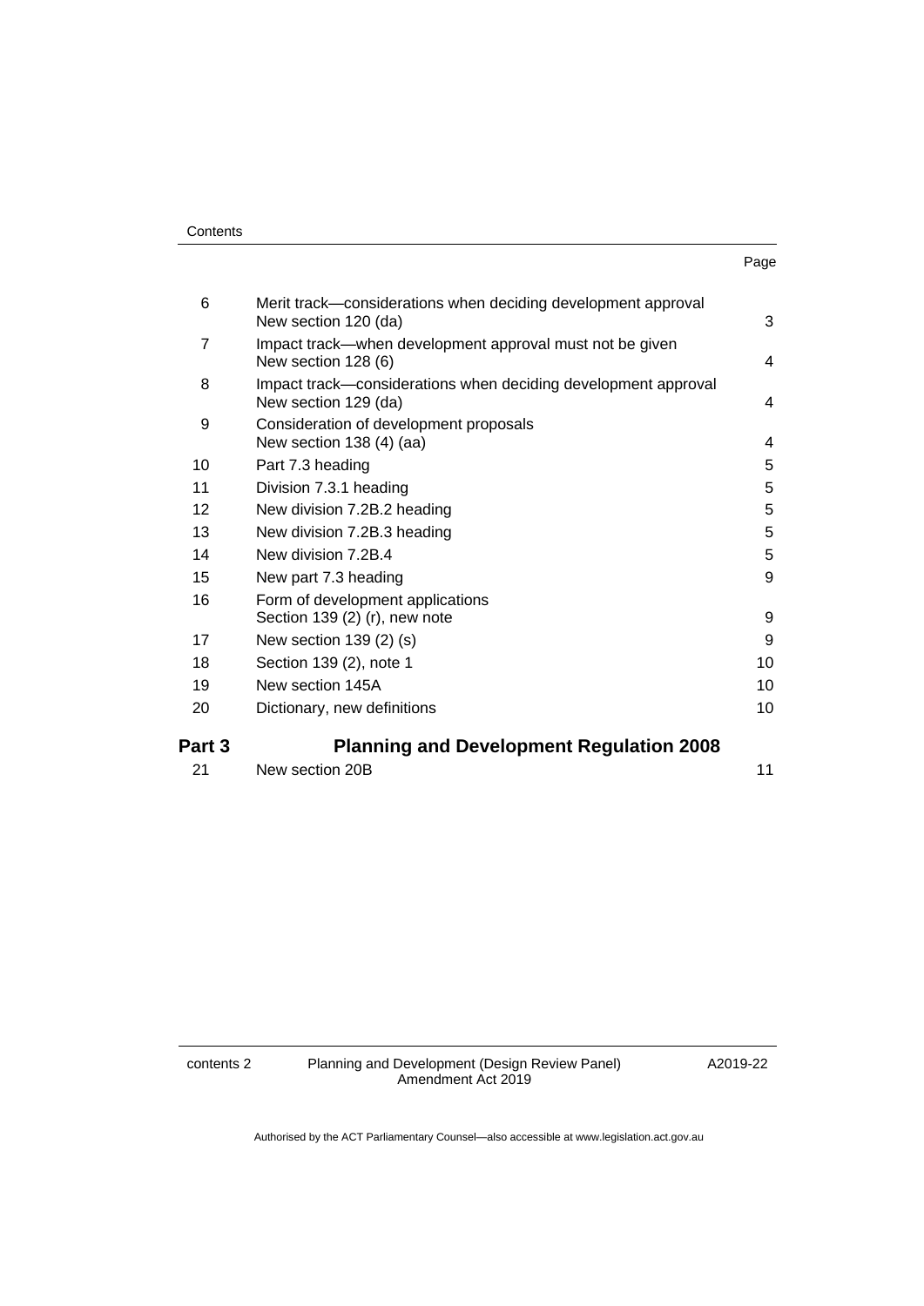| | | Page |
|---|---|---|
| 6 | Merit track—considerations when deciding development approval<br>New section 120 (da) | 3 |
| 7 | Impact track—when development approval must not be given<br>New section 128 (6) | 4 |
| 8 | Impact track—considerations when deciding development approval<br>New section 129 (da) | 4 |
| 9 | Consideration of development proposals<br>New section 138 (4) (aa) | 4 |
| 10 | Part 7.3 heading | 5 |
| 11 | Division 7.3.1 heading | 5 |
| 12 | New division 7.2B.2 heading | 5 |
| 13 | New division 7.2B.3 heading | 5 |
| 14 | New division 7.2B.4 | 5 |
| 15 | New part 7.3 heading | 9 |
| 16 | Form of development applications<br>Section 139 (2) (r), new note | 9 |
| 17 | New section 139 (2) (s) | 9 |
| 18 | Section 139 (2), note 1 | 10 |
| 19 | New section 145A | 10 |
| 20 | Dictionary, new definitions | 10 |
| **Part 3** | **Planning and Development Regulation 2008** | |
| 21 | New section 20B | 11 |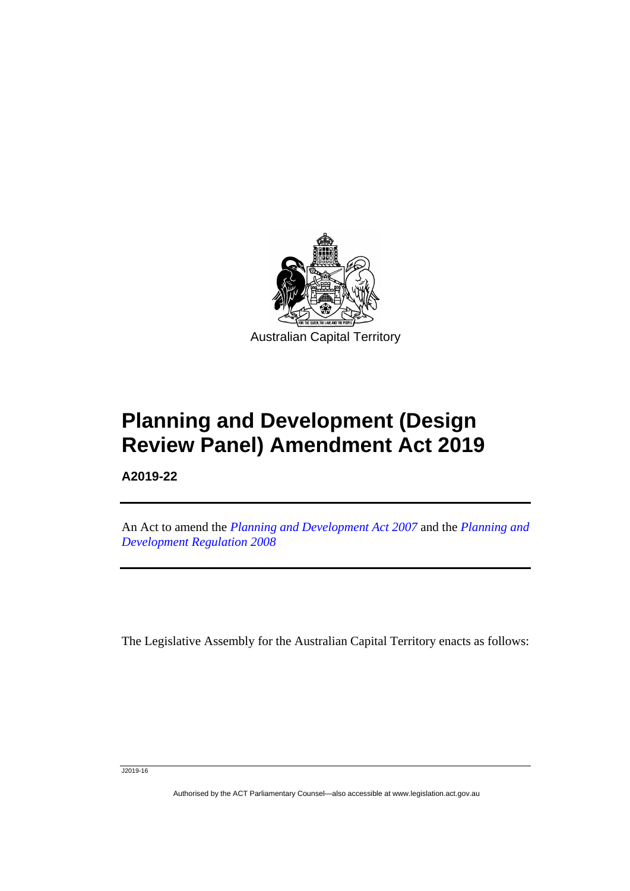Australian Capital Territory

# Planning and Development (Design Review Panel) Amendment Act 2019

**A2019-22**

An Act to amend the *Planning and Development Act 2007* and the *Planning and Development Regulation 2008*

The Legislative Assembly for the Australian Capital Territory enacts as follows:

J2019-16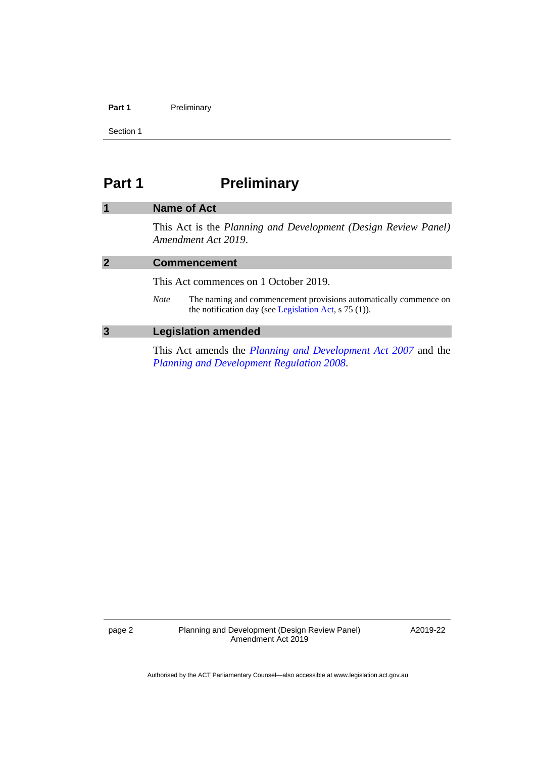# Part 1 Preliminary

## 1 Name of Act

This Act is the *Planning and Development (Design Review Panel) Amendment Act 2019*.

## 2 Commencement

This Act commences on 1 October 2019.

*Note* The naming and commencement provisions automatically commence on the notification day (see Legislation Act, s 75 (1)).

## 3 Legislation amended

This Act amends the *Planning and Development Act 2007* and the *Planning and Development Regulation 2008*.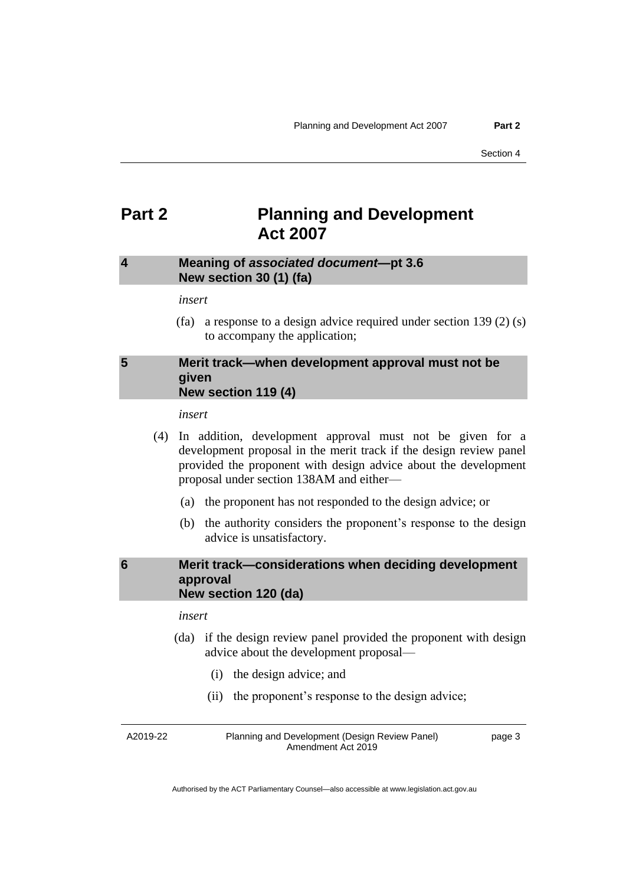# Part 2 Planning and Development Act 2007

## 4 Meaning of *associated document*—pt 3.6 New section 30 (1) (fa)

*insert*

(fa) a response to a design advice required under section 139 (2) (s) to accompany the application;

## 5 Merit track—when development approval must not be given New section 119 (4)

*insert*

(4) In addition, development approval must not be given for a development proposal in the merit track if the design review panel provided the proponent with design advice about the development proposal under section 138AM and either—

(a) the proponent has not responded to the design advice; or

(b) the authority considers the proponent's response to the design advice is unsatisfactory.

## 6 Merit track—considerations when deciding development approval New section 120 (da)

*insert*

(da) if the design review panel provided the proponent with design advice about the development proposal—

(i) the design advice; and

(ii) the proponent's response to the design advice;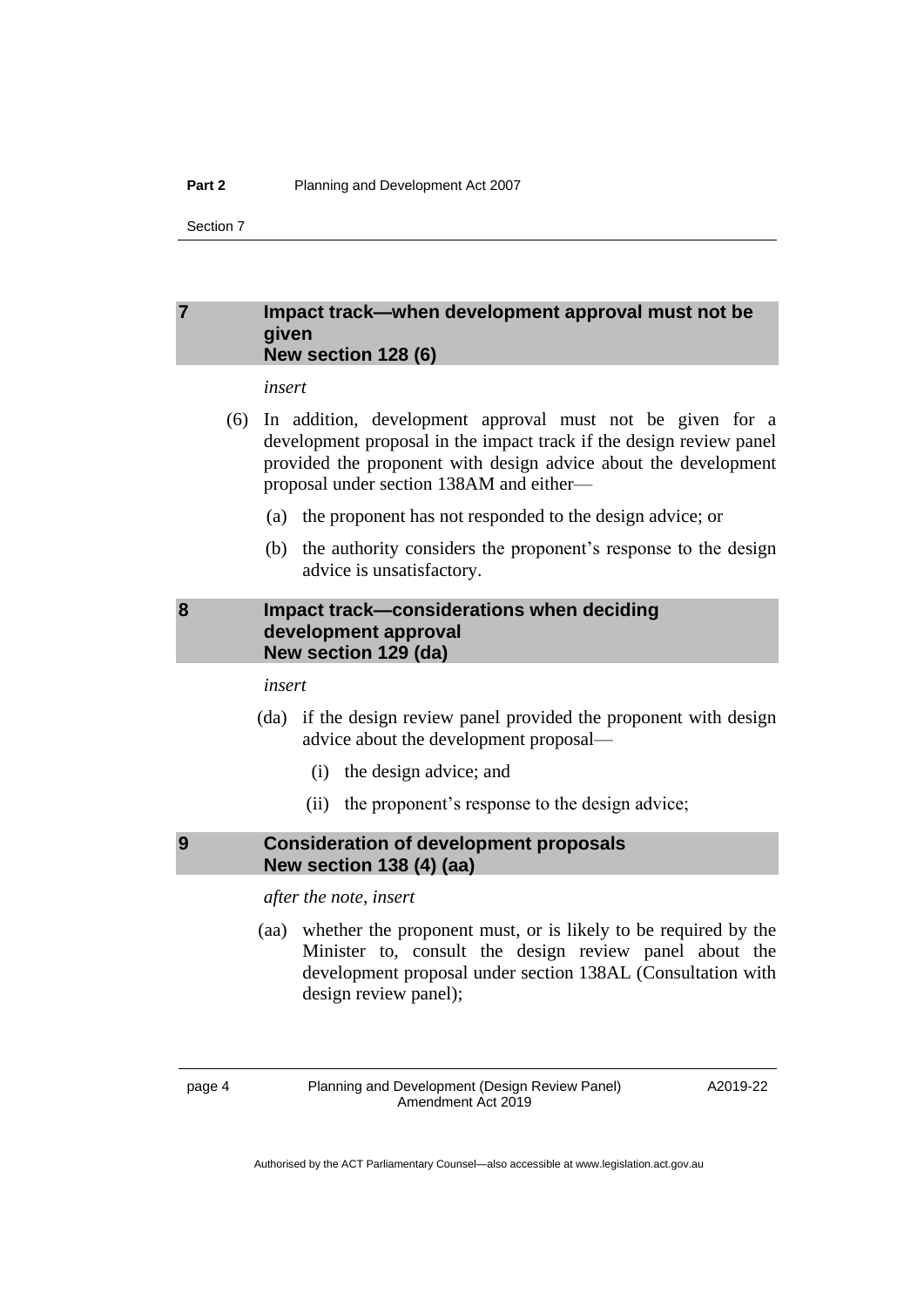## 7 Impact track—when development approval must not be given New section 128 (6)

*insert*

(6) In addition, development approval must not be given for a development proposal in the impact track if the design review panel provided the proponent with design advice about the development proposal under section 138AM and either—

(a) the proponent has not responded to the design advice; or

(b) the authority considers the proponent's response to the design advice is unsatisfactory.

## 8 Impact track—considerations when deciding development approval New section 129 (da)

*insert*

(da) if the design review panel provided the proponent with design advice about the development proposal—

(i) the design advice; and

(ii) the proponent's response to the design advice;

## 9 Consideration of development proposals New section 138 (4) (aa)

*after the note, insert*

(aa) whether the proponent must, or is likely to be required by the Minister to, consult the design review panel about the development proposal under section 138AL (Consultation with design review panel);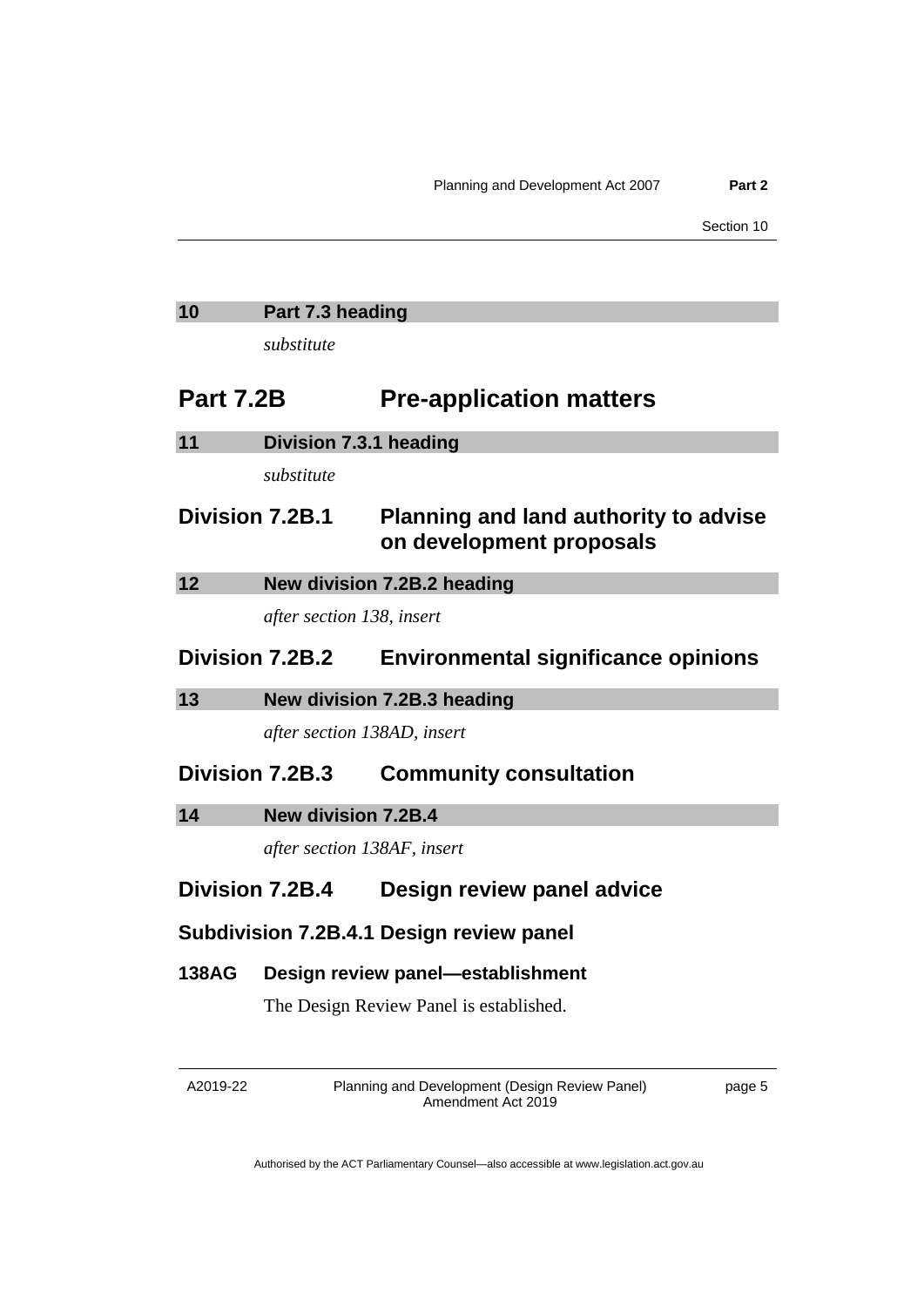## 10 Part 7.3 heading

*substitute*

# Part 7.2B Pre-application matters

## 11 Division 7.3.1 heading

*substitute*

## Division 7.2B.1 Planning and land authority to advise on development proposals

## 12 New division 7.2B.2 heading

*after section 138, insert*

## Division 7.2B.2 Environmental significance opinions

## 13 New division 7.2B.3 heading

*after section 138AD, insert*

## Division 7.2B.3 Community consultation

## 14 New division 7.2B.4

*after section 138AF, insert*

## Division 7.2B.4 Design review panel advice

### Subdivision 7.2B.4.1 Design review panel

#### 138AG Design review panel—establishment

The Design Review Panel is established.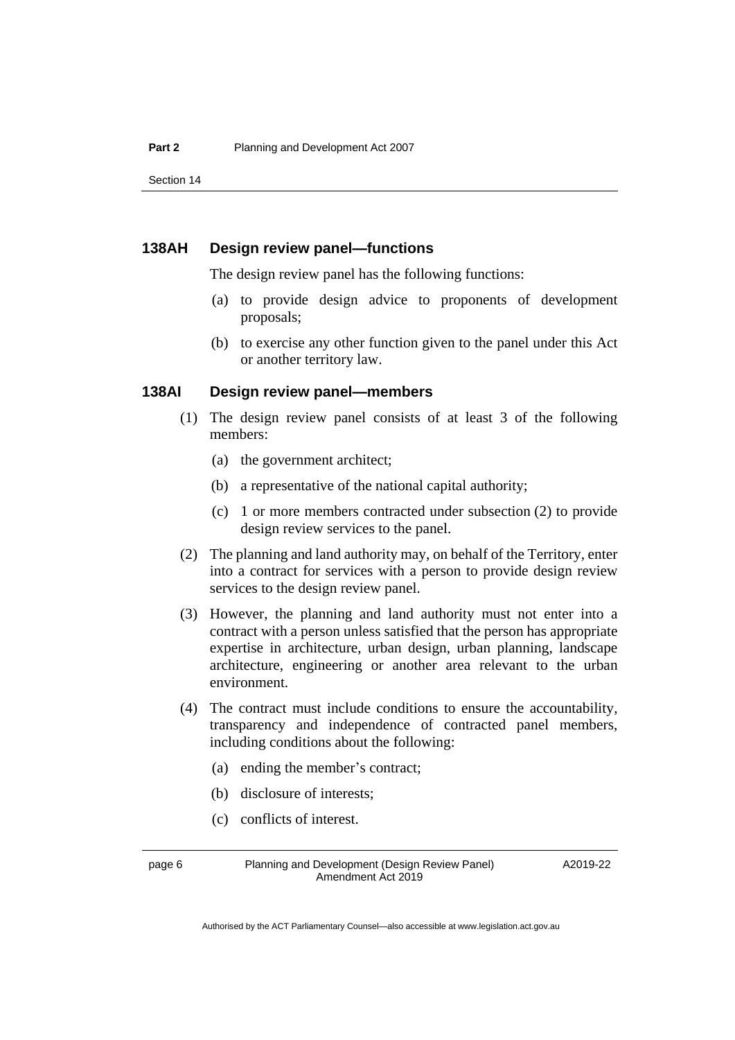### 138AH Design review panel—functions

The design review panel has the following functions:

(a) to provide design advice to proponents of development proposals;

(b) to exercise any other function given to the panel under this Act or another territory law.

### 138AI Design review panel—members

(1) The design review panel consists of at least 3 of the following members:

(a) the government architect;

(b) a representative of the national capital authority;

(c) 1 or more members contracted under subsection (2) to provide design review services to the panel.

(2) The planning and land authority may, on behalf of the Territory, enter into a contract for services with a person to provide design review services to the design review panel.

(3) However, the planning and land authority must not enter into a contract with a person unless satisfied that the person has appropriate expertise in architecture, urban design, urban planning, landscape architecture, engineering or another area relevant to the urban environment.

(4) The contract must include conditions to ensure the accountability, transparency and independence of contracted panel members, including conditions about the following:

(a) ending the member's contract;

(b) disclosure of interests;

(c) conflicts of interest.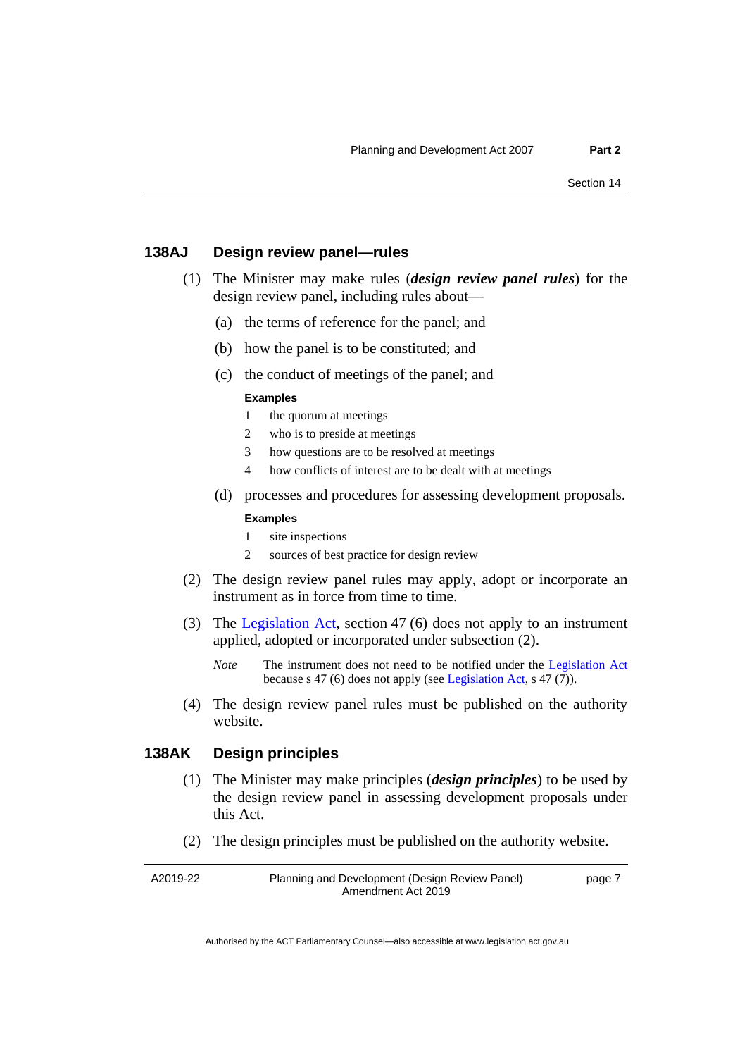### 138AJ Design review panel—rules

(1) The Minister may make rules (***design review panel rules***) for the design review panel, including rules about—

(a) the terms of reference for the panel; and

(b) how the panel is to be constituted; and

(c) the conduct of meetings of the panel; and

**Examples**

1 the quorum at meetings

2 who is to preside at meetings

3 how questions are to be resolved at meetings

4 how conflicts of interest are to be dealt with at meetings

(d) processes and procedures for assessing development proposals.

**Examples**

1 site inspections

2 sources of best practice for design review

(2) The design review panel rules may apply, adopt or incorporate an instrument as in force from time to time.

(3) The Legislation Act, section 47 (6) does not apply to an instrument applied, adopted or incorporated under subsection (2).

*Note* The instrument does not need to be notified under the Legislation Act because s 47 (6) does not apply (see Legislation Act, s 47 (7)).

(4) The design review panel rules must be published on the authority website.

### 138AK Design principles

(1) The Minister may make principles (***design principles***) to be used by the design review panel in assessing development proposals under this Act.

(2) The design principles must be published on the authority website.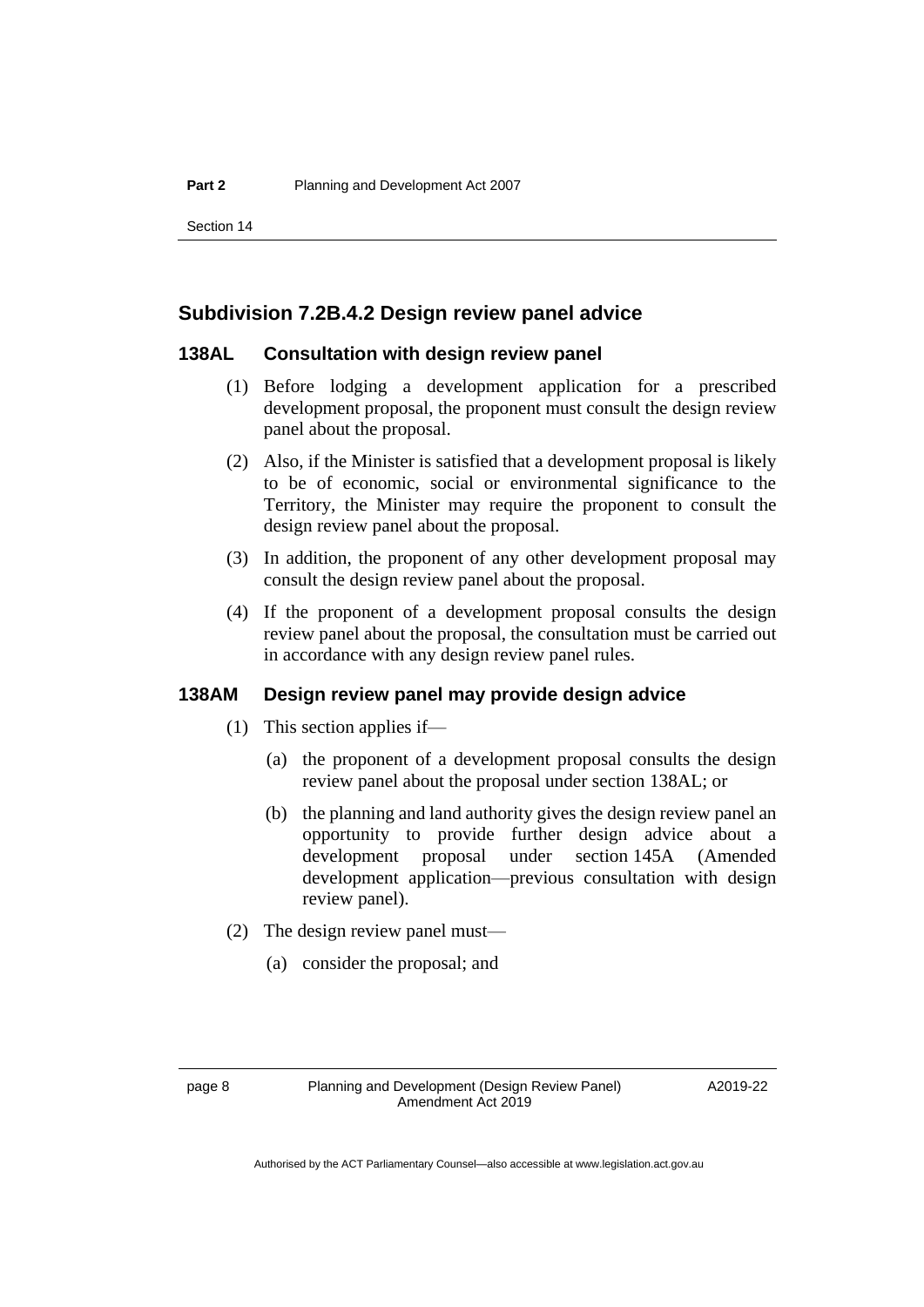## Subdivision 7.2B.4.2 Design review panel advice

### 138AL Consultation with design review panel

(1) Before lodging a development application for a prescribed development proposal, the proponent must consult the design review panel about the proposal.

(2) Also, if the Minister is satisfied that a development proposal is likely to be of economic, social or environmental significance to the Territory, the Minister may require the proponent to consult the design review panel about the proposal.

(3) In addition, the proponent of any other development proposal may consult the design review panel about the proposal.

(4) If the proponent of a development proposal consults the design review panel about the proposal, the consultation must be carried out in accordance with any design review panel rules.

### 138AM Design review panel may provide design advice

(1) This section applies if—

(a) the proponent of a development proposal consults the design review panel about the proposal under section 138AL; or

(b) the planning and land authority gives the design review panel an opportunity to provide further design advice about a development proposal under section 145A (Amended development application—previous consultation with design review panel).

(2) The design review panel must—

(a) consider the proposal; and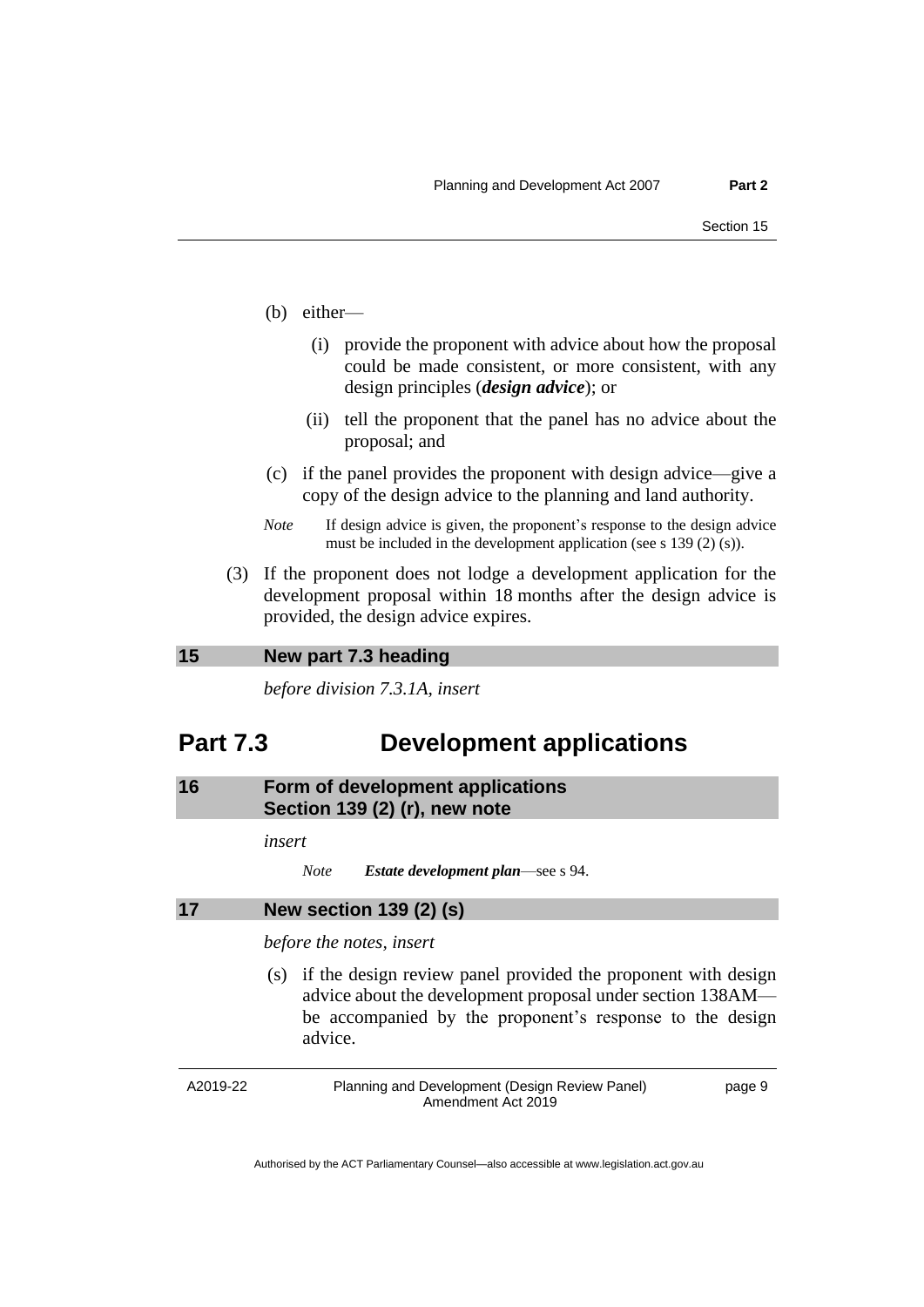(b) either—

(i) provide the proponent with advice about how the proposal could be made consistent, or more consistent, with any design principles (***design advice***); or

(ii) tell the proponent that the panel has no advice about the proposal; and

(c) if the panel provides the proponent with design advice—give a copy of the design advice to the planning and land authority.

*Note* If design advice is given, the proponent's response to the design advice must be included in the development application (see s 139 (2) (s)).

(3) If the proponent does not lodge a development application for the development proposal within 18 months after the design advice is provided, the design advice expires.

### 15 New part 7.3 heading

*before division 7.3.1A, insert*

## Part 7.3 Development applications

### 16 Form of development applications Section 139 (2) (r), new note

*insert*

*Note* ***Estate development plan***—see s 94.

### 17 New section 139 (2) (s)

*before the notes, insert*

(s) if the design review panel provided the proponent with design advice about the development proposal under section 138AM—be accompanied by the proponent's response to the design advice.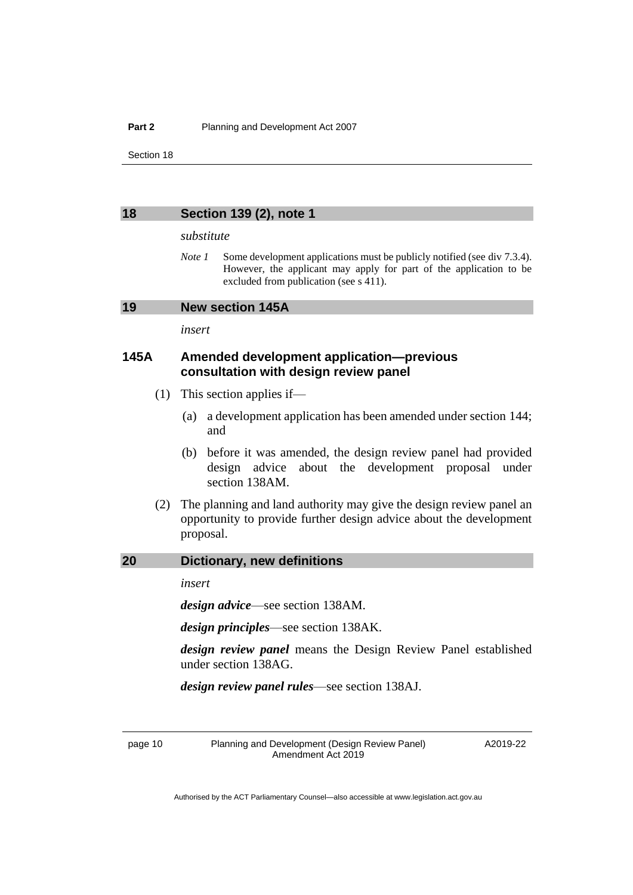## 18 Section 139 (2), note 1

*substitute*

*Note 1* Some development applications must be publicly notified (see div 7.3.4). However, the applicant may apply for part of the application to be excluded from publication (see s 411).

## 19 New section 145A

*insert*

### 145A Amended development application—previous consultation with design review panel

(1) This section applies if—

(a) a development application has been amended under section 144; and

(b) before it was amended, the design review panel had provided design advice about the development proposal under section 138AM.

(2) The planning and land authority may give the design review panel an opportunity to provide further design advice about the development proposal.

## 20 Dictionary, new definitions

*insert*

***design advice***—see section 138AM.

***design principles***—see section 138AK.

***design review panel*** means the Design Review Panel established under section 138AG.

***design review panel rules***—see section 138AJ.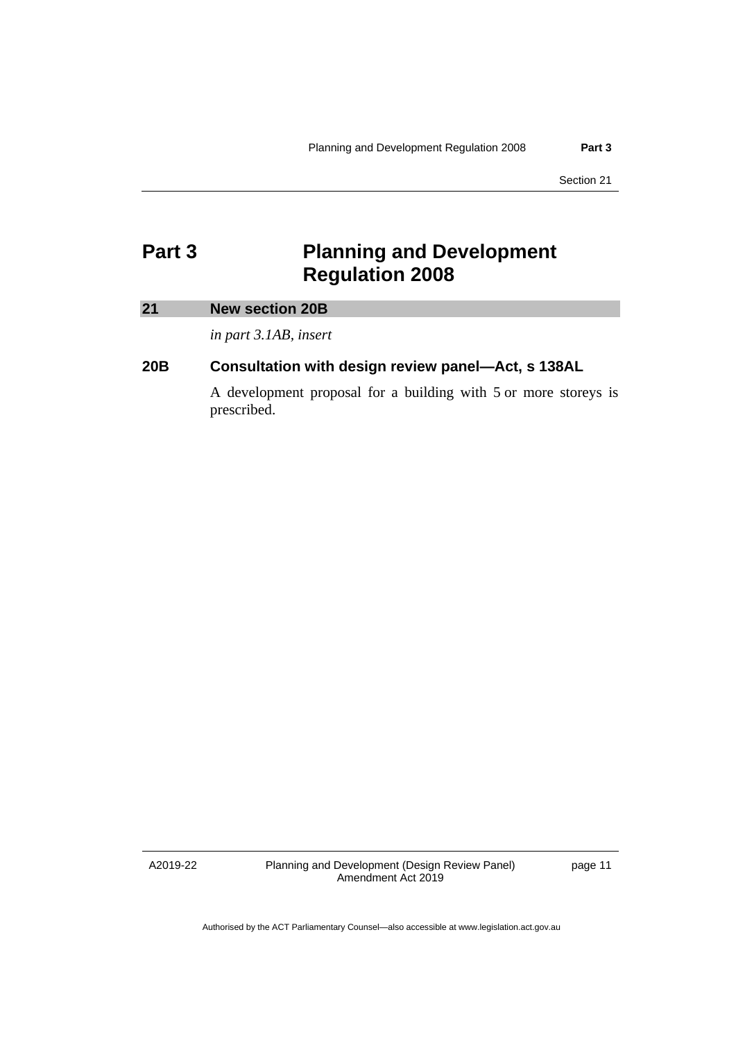# Part 3 Planning and Development Regulation 2008

## 21 New section 20B

*in part 3.1AB, insert*

### 20B Consultation with design review panel—Act, s 138AL

A development proposal for a building with 5 or more storeys is prescribed.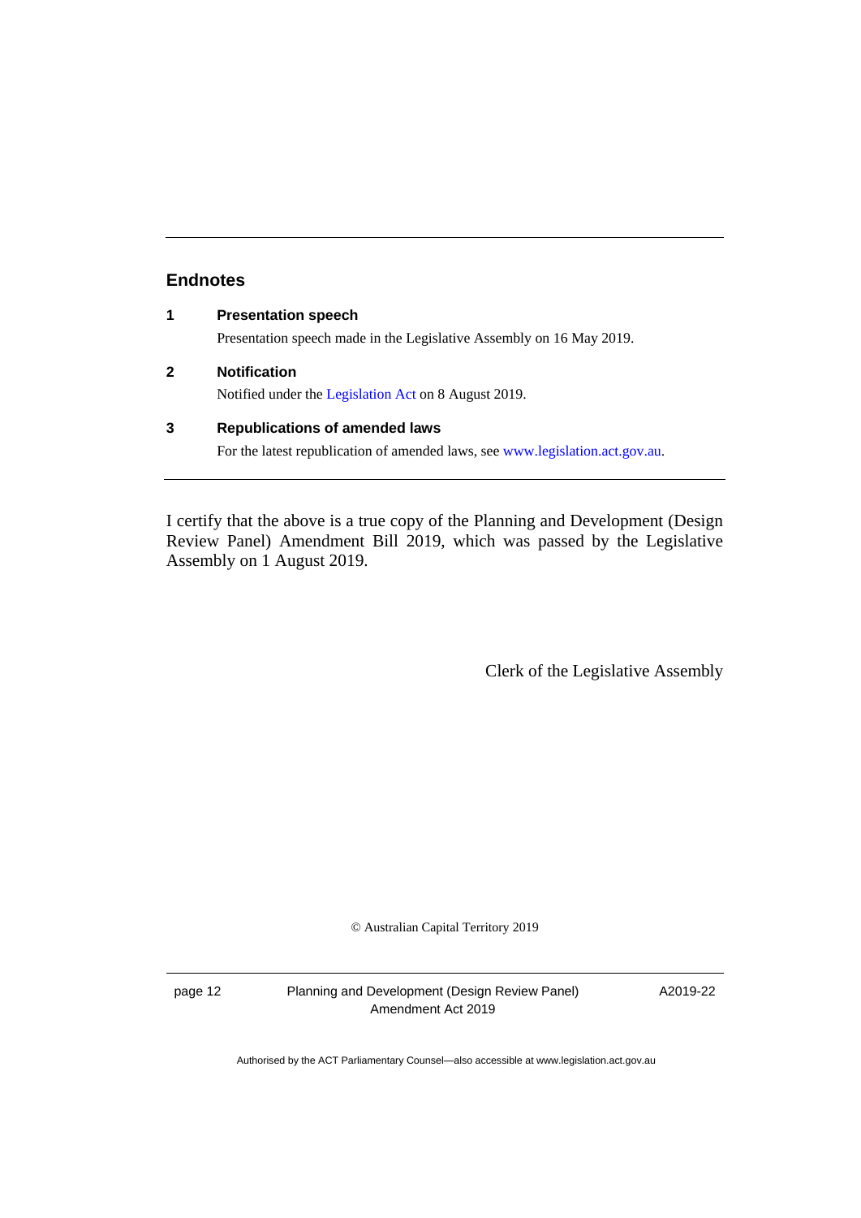## Endnotes

**1 Presentation speech**

Presentation speech made in the Legislative Assembly on 16 May 2019.

**2 Notification**

Notified under the Legislation Act on 8 August 2019.

**3 Republications of amended laws**

For the latest republication of amended laws, see www.legislation.act.gov.au.

I certify that the above is a true copy of the Planning and Development (Design Review Panel) Amendment Bill 2019, which was passed by the Legislative Assembly on 1 August 2019.

Clerk of the Legislative Assembly

© Australian Capital Territory 2019